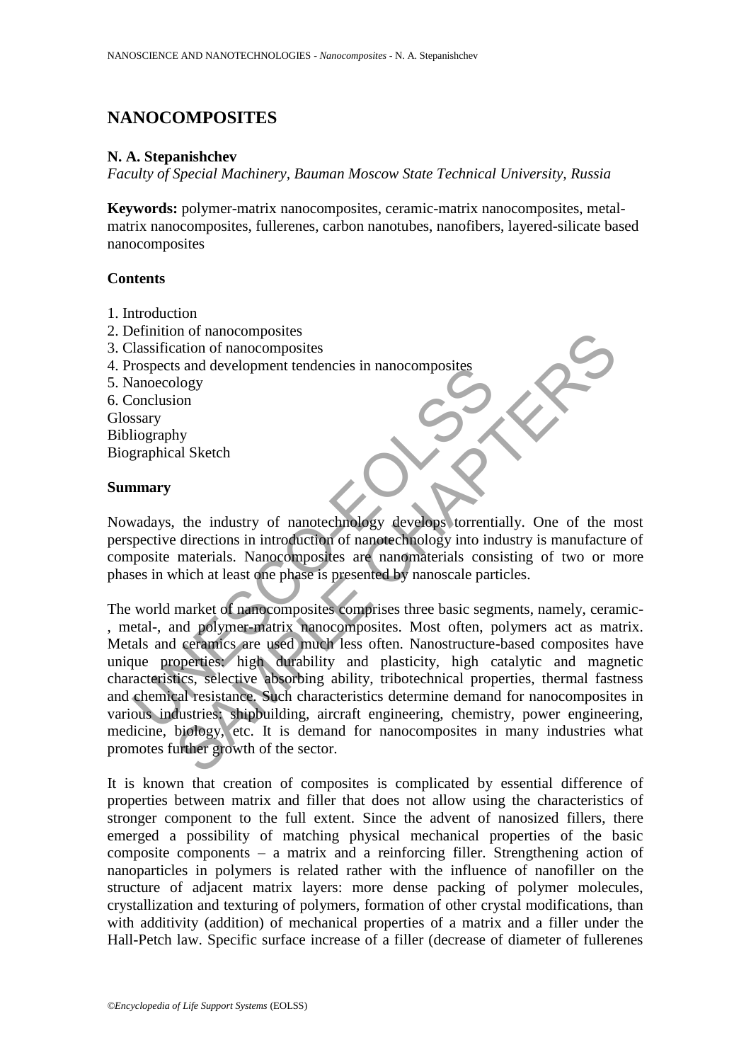# NANOCOMPOSITES

**N. A. Stepanishchev**

*Faculty of Special Machinery, Bauman Moscow State Technical University, Russia*

**Keywords:** polymer-matrix nanocomposites, ceramic-matrix nanocomposites, metal-matrix nanocomposites, fullerenes, carbon nanotubes, nanofibers, layered-silicate based nanocomposites

## Contents

1. Introduction
2. Definition of nanocomposites
3. Classification of nanocomposites
4. Prospects and development tendencies in nanocomposites
5. Nanoecology
6. Conclusion

Glossary
Bibliography
Biographical Sketch

## Summary

Nowadays, the industry of nanotechnology develops torrentially. One of the most perspective directions in introduction of nanotechnology into industry is manufacture of composite materials. Nanocomposites are nanomaterials consisting of two or more phases in which at least one phase is presented by nanoscale particles.

The world market of nanocomposites comprises three basic segments, namely, ceramic-, metal-, and polymer-matrix nanocomposites. Most often, polymers act as matrix. Metals and ceramics are used much less often. Nanostructure-based composites have unique properties: high durability and plasticity, high catalytic and magnetic characteristics, selective absorbing ability, tribotechnical properties, thermal fastness and chemical resistance. Such characteristics determine demand for nanocomposites in various industries: shipbuilding, aircraft engineering, chemistry, power engineering, medicine, biology, etc. It is demand for nanocomposites in many industries what promotes further growth of the sector.

It is known that creation of composites is complicated by essential difference of properties between matrix and filler that does not allow using the characteristics of stronger component to the full extent. Since the advent of nanosized fillers, there emerged a possibility of matching physical mechanical properties of the basic composite components – a matrix and a reinforcing filler. Strengthening action of nanoparticles in polymers is related rather with the influence of nanofiller on the structure of adjacent matrix layers: more dense packing of polymer molecules, crystallization and texturing of polymers, formation of other crystal modifications, than with additivity (addition) of mechanical properties of a matrix and a filler under the Hall-Petch law. Specific surface increase of a filler (decrease of diameter of fullerenes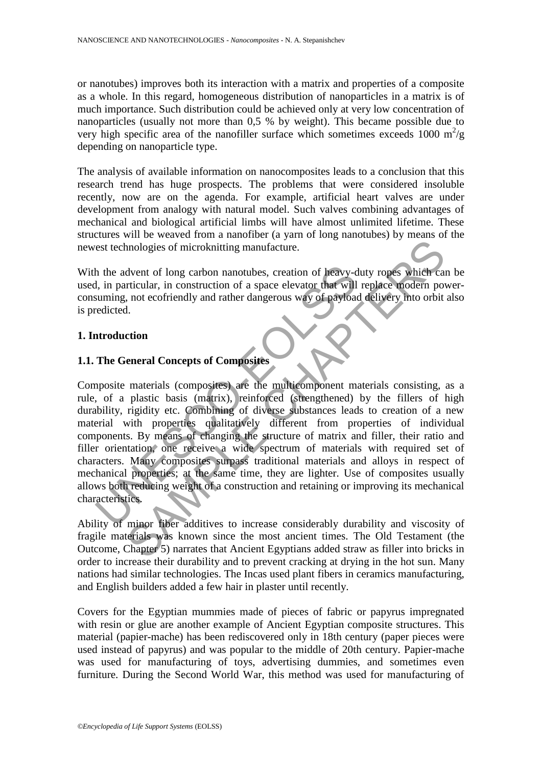or nanotubes) improves both its interaction with a matrix and properties of a composite as a whole. In this regard, homogeneous distribution of nanoparticles in a matrix is of much importance. Such distribution could be achieved only at very low concentration of nanoparticles (usually not more than 0,5 % by weight). This became possible due to very high specific area of the nanofiller surface which sometimes exceeds 1000 $m^2/g$ depending on nanoparticle type.

The analysis of available information on nanocomposites leads to a conclusion that this research trend has huge prospects. The problems that were considered insoluble recently, now are on the agenda. For example, artificial heart valves are under development from analogy with natural model. Such valves combining advantages of mechanical and biological artificial limbs will have almost unlimited lifetime. These structures will be weaved from a nanofiber (a yarn of long nanotubes) by means of the newest technologies of microknitting manufacture.

With the advent of long carbon nanotubes, creation of heavy-duty ropes which can be used, in particular, in construction of a space elevator that will replace modern power-consuming, not ecofriendly and rather dangerous way of payload delivery into orbit also is predicted.

## 1. Introduction

### 1.1. The General Concepts of Composites

Composite materials (composites) are the multicomponent materials consisting, as a rule, of a plastic basis (matrix), reinforced (strengthened) by the fillers of high durability, rigidity etc. Combining of diverse substances leads to creation of a new material with properties qualitatively different from properties of individual components. By means of changing the structure of matrix and filler, their ratio and filler orientation, one receive a wide spectrum of materials with required set of characters. Many composites surpass traditional materials and alloys in respect of mechanical properties; at the same time, they are lighter. Use of composites usually allows both reducing weight of a construction and retaining or improving its mechanical characteristics.

Ability of minor fiber additives to increase considerably durability and viscosity of fragile materials was known since the most ancient times. The Old Testament (the Outcome, Chapter 5) narrates that Ancient Egyptians added straw as filler into bricks in order to increase their durability and to prevent cracking at drying in the hot sun. Many nations had similar technologies. The Incas used plant fibers in ceramics manufacturing, and English builders added a few hair in plaster until recently.

Covers for the Egyptian mummies made of pieces of fabric or papyrus impregnated with resin or glue are another example of Ancient Egyptian composite structures. This material (papier-mache) has been rediscovered only in 18th century (paper pieces were used instead of papyrus) and was popular to the middle of 20th century. Papier-mache was used for manufacturing of toys, advertising dummies, and sometimes even furniture. During the Second World War, this method was used for manufacturing of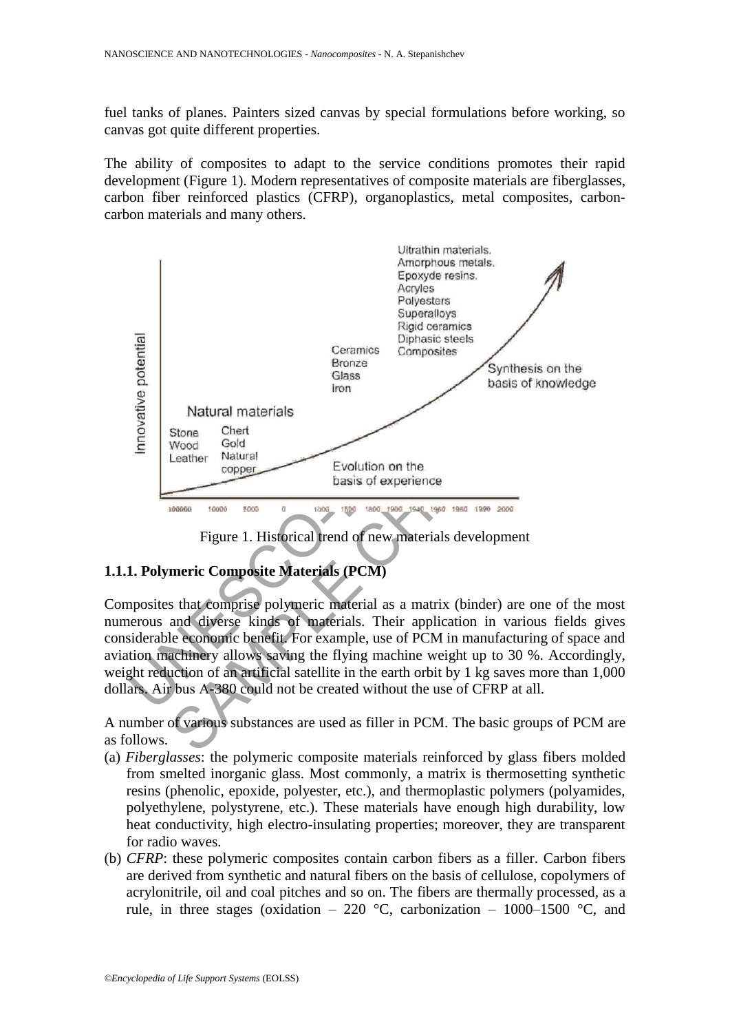fuel tanks of planes. Painters sized canvas by special formulations before working, so canvas got quite different properties.

The ability of composites to adapt to the service conditions promotes their rapid development (Figure 1). Modern representatives of composite materials are fiberglasses, carbon fiber reinforced plastics (CFRP), organoplastics, metal composites, carbon-carbon materials and many others.

Figure 1. Historical trend of new materials development

### 1.1.1. Polymeric Composite Materials (PCM)

Composites that comprise polymeric material as a matrix (binder) are one of the most numerous and diverse kinds of materials. Their application in various fields gives considerable economic benefit. For example, use of PCM in manufacturing of space and aviation machinery allows saving the flying machine weight up to 30 %. Accordingly, weight reduction of an artificial satellite in the earth orbit by 1 kg saves more than 1,000 dollars. Air bus A-380 could not be created without the use of CFRP at all.

A number of various substances are used as filler in PCM. The basic groups of PCM are as follows.

(a) *Fiberglasses*: the polymeric composite materials reinforced by glass fibers molded from smelted inorganic glass. Most commonly, a matrix is thermosetting synthetic resins (phenolic, epoxide, polyester, etc.), and thermoplastic polymers (polyamides, polyethylene, polystyrene, etc.). These materials have enough high durability, low heat conductivity, high electro-insulating properties; moreover, they are transparent for radio waves.

(b) *CFRP*: these polymeric composites contain carbon fibers as a filler. Carbon fibers are derived from synthetic and natural fibers on the basis of cellulose, copolymers of acrylonitrile, oil and coal pitches and so on. The fibers are thermally processed, as a rule, in three stages (oxidation – 220 °C, carbonization – 1000–1500 °C, and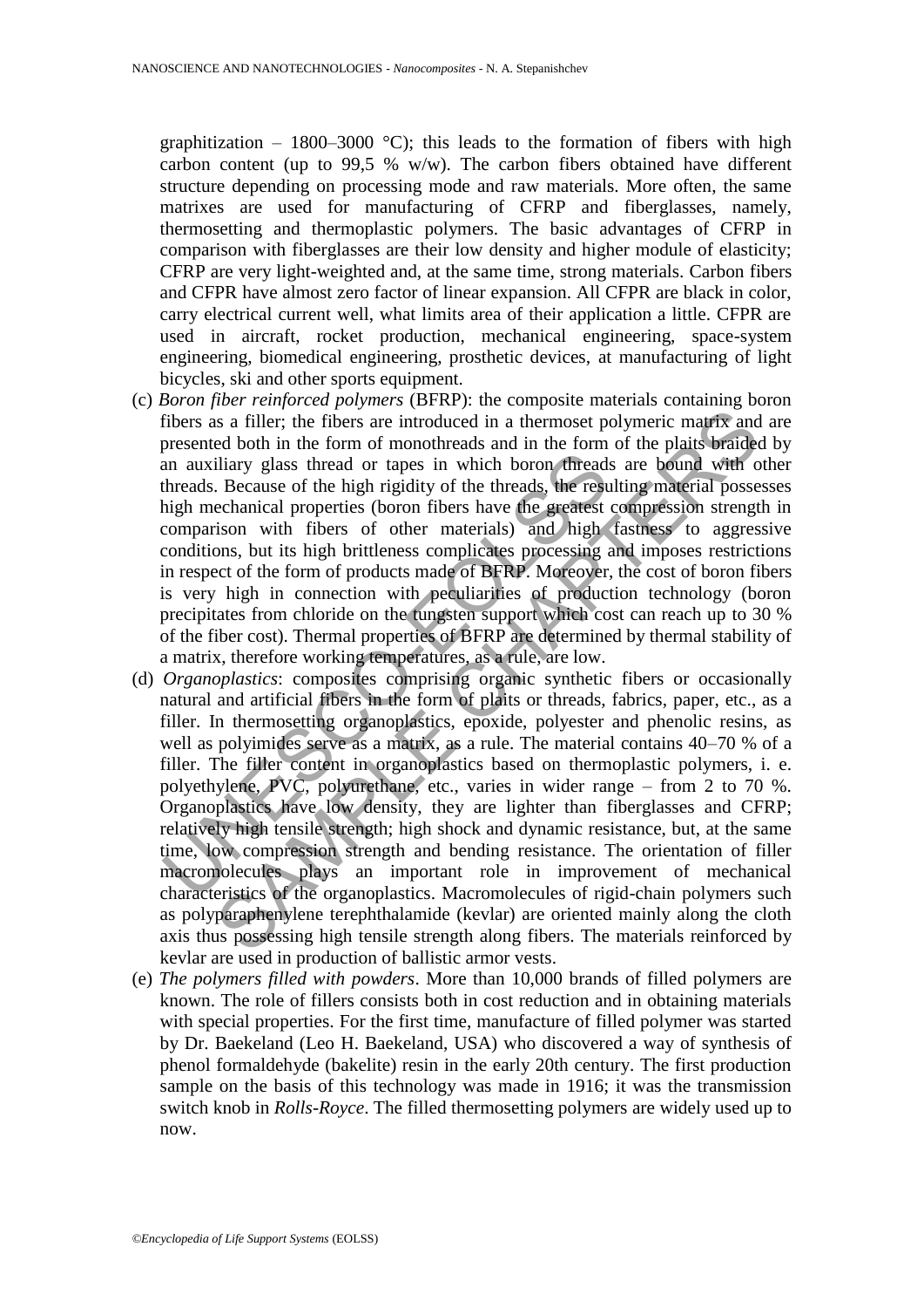graphitization – 1800–3000 °C); this leads to the formation of fibers with high carbon content (up to 99,5 % w/w). The carbon fibers obtained have different structure depending on processing mode and raw materials. More often, the same matrixes are used for manufacturing of CFRP and fiberglasses, namely, thermosetting and thermoplastic polymers. The basic advantages of CFRP in comparison with fiberglasses are their low density and higher module of elasticity; CFRP are very light-weighted and, at the same time, strong materials. Carbon fibers and CFPR have almost zero factor of linear expansion. All CFPR are black in color, carry electrical current well, what limits area of their application a little. CFPR are used in aircraft, rocket production, mechanical engineering, space-system engineering, biomedical engineering, prosthetic devices, at manufacturing of light bicycles, ski and other sports equipment.

(c) *Boron fiber reinforced polymers* (BFRP): the composite materials containing boron fibers as a filler; the fibers are introduced in a thermoset polymeric matrix and are presented both in the form of monothreads and in the form of the plaits braided by an auxiliary glass thread or tapes in which boron threads are bound with other threads. Because of the high rigidity of the threads, the resulting material possesses high mechanical properties (boron fibers have the greatest compression strength in comparison with fibers of other materials) and high fastness to aggressive conditions, but its high brittleness complicates processing and imposes restrictions in respect of the form of products made of BFRP. Moreover, the cost of boron fibers is very high in connection with peculiarities of production technology (boron precipitates from chloride on the tungsten support which cost can reach up to 30 % of the fiber cost). Thermal properties of BFRP are determined by thermal stability of a matrix, therefore working temperatures, as a rule, are low.

(d) *Organoplastics*: composites comprising organic synthetic fibers or occasionally natural and artificial fibers in the form of plaits or threads, fabrics, paper, etc., as a filler. In thermosetting organoplastics, epoxide, polyester and phenolic resins, as well as polyimides serve as a matrix, as a rule. The material contains 40–70 % of a filler. The filler content in organoplastics based on thermoplastic polymers, i. e. polyethylene, PVC, polyurethane, etc., varies in wider range – from 2 to 70 %. Organoplastics have low density, they are lighter than fiberglasses and CFRP; relatively high tensile strength; high shock and dynamic resistance, but, at the same time, low compression strength and bending resistance. The orientation of filler macromolecules plays an important role in improvement of mechanical characteristics of the organoplastics. Macromolecules of rigid-chain polymers such as polyparaphenylene terephthalamide (kevlar) are oriented mainly along the cloth axis thus possessing high tensile strength along fibers. The materials reinforced by kevlar are used in production of ballistic armor vests.

(e) *The polymers filled with powders*. More than 10,000 brands of filled polymers are known. The role of fillers consists both in cost reduction and in obtaining materials with special properties. For the first time, manufacture of filled polymer was started by Dr. Baekeland (Leo H. Baekeland, USA) who discovered a way of synthesis of phenol formaldehyde (bakelite) resin in the early 20th century. The first production sample on the basis of this technology was made in 1916; it was the transmission switch knob in *Rolls-Royce*. The filled thermosetting polymers are widely used up to now.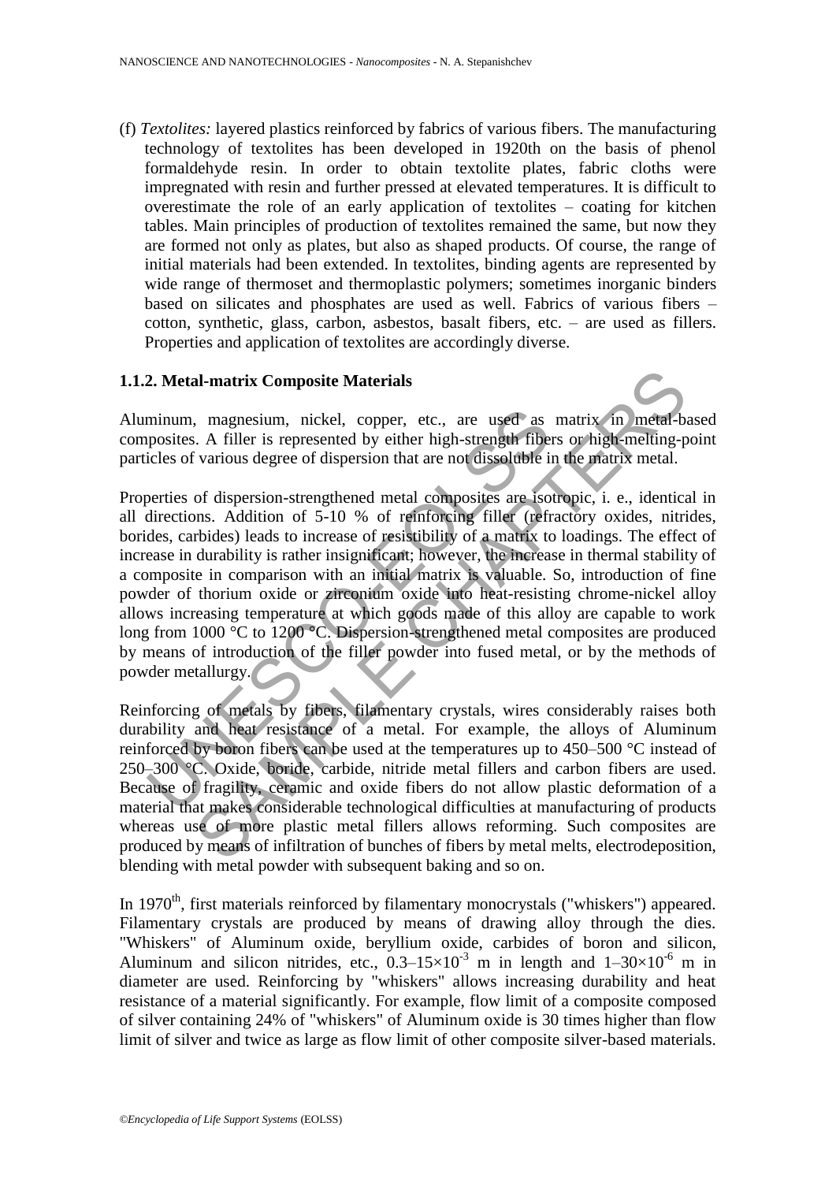(f) *Textolites:* layered plastics reinforced by fabrics of various fibers. The manufacturing technology of textolites has been developed in 1920th on the basis of phenol formaldehyde resin. In order to obtain textolite plates, fabric cloths were impregnated with resin and further pressed at elevated temperatures. It is difficult to overestimate the role of an early application of textolites – coating for kitchen tables. Main principles of production of textolites remained the same, but now they are formed not only as plates, but also as shaped products. Of course, the range of initial materials had been extended. In textolites, binding agents are represented by wide range of thermoset and thermoplastic polymers; sometimes inorganic binders based on silicates and phosphates are used as well. Fabrics of various fibers – cotton, synthetic, glass, carbon, asbestos, basalt fibers, etc. – are used as fillers. Properties and application of textolites are accordingly diverse.

### 1.1.2. Metal-matrix Composite Materials

Aluminum, magnesium, nickel, copper, etc., are used as matrix in metal-based composites. A filler is represented by either high-strength fibers or high-melting-point particles of various degree of dispersion that are not dissoluble in the matrix metal.

Properties of dispersion-strengthened metal composites are isotropic, i. e., identical in all directions. Addition of 5-10 % of reinforcing filler (refractory oxides, nitrides, borides, carbides) leads to increase of resistibility of a matrix to loadings. The effect of increase in durability is rather insignificant; however, the increase in thermal stability of a composite in comparison with an initial matrix is valuable. So, introduction of fine powder of thorium oxide or zirconium oxide into heat-resisting chrome-nickel alloy allows increasing temperature at which goods made of this alloy are capable to work long from 1000 °C to 1200 °C. Dispersion-strengthened metal composites are produced by means of introduction of the filler powder into fused metal, or by the methods of powder metallurgy.

Reinforcing of metals by fibers, filamentary crystals, wires considerably raises both durability and heat resistance of a metal. For example, the alloys of Aluminum reinforced by boron fibers can be used at the temperatures up to 450–500 °C instead of 250–300 °C. Oxide, boride, carbide, nitride metal fillers and carbon fibers are used. Because of fragility, ceramic and oxide fibers do not allow plastic deformation of a material that makes considerable technological difficulties at manufacturing of products whereas use of more plastic metal fillers allows reforming. Such composites are produced by means of infiltration of bunches of fibers by metal melts, electrodeposition, blending with metal powder with subsequent baking and so on.

In 1970th, first materials reinforced by filamentary monocrystals ("whiskers") appeared. Filamentary crystals are produced by means of drawing alloy through the dies. "Whiskers" of Aluminum oxide, beryllium oxide, carbides of boron and silicon, Aluminum and silicon nitrides, etc., $0.3–15\times10^{-3}$ m in length and $1–30\times10^{-6}$ m in diameter are used. Reinforcing by "whiskers" allows increasing durability and heat resistance of a material significantly. For example, flow limit of a composite composed of silver containing 24% of "whiskers" of Aluminum oxide is 30 times higher than flow limit of silver and twice as large as flow limit of other composite silver-based materials.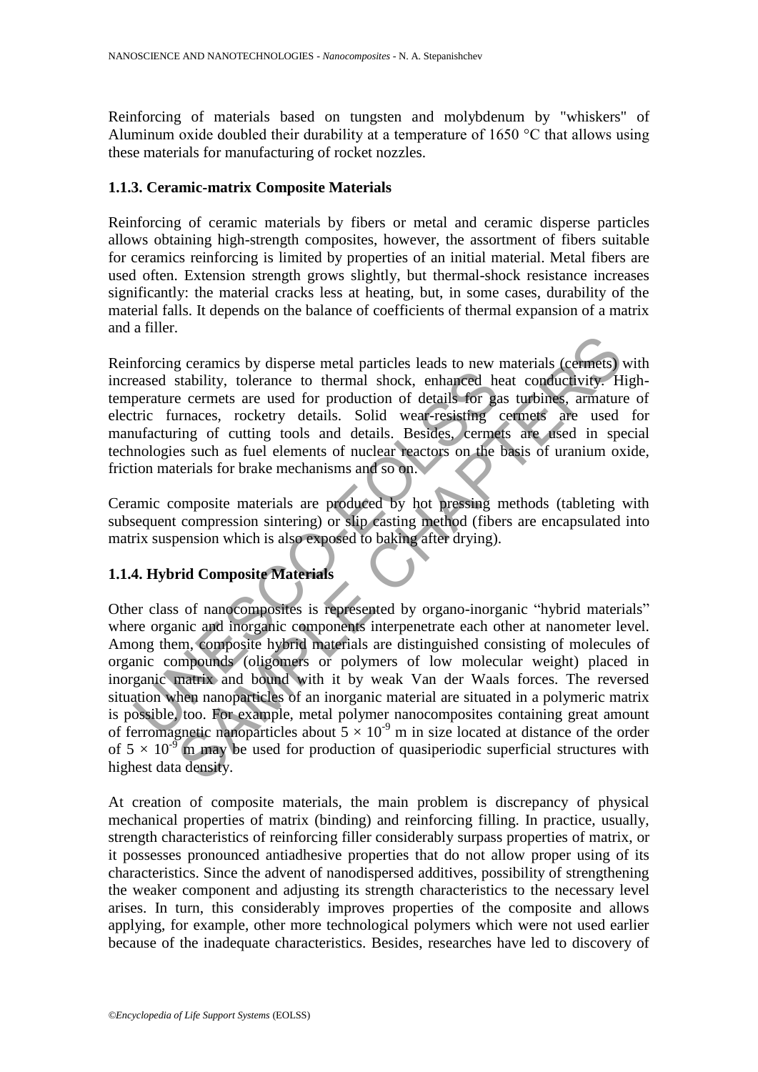Reinforcing of materials based on tungsten and molybdenum by "whiskers" of Aluminum oxide doubled their durability at a temperature of 1650 °C that allows using these materials for manufacturing of rocket nozzles.

### 1.1.3. Ceramic-matrix Composite Materials

Reinforcing of ceramic materials by fibers or metal and ceramic disperse particles allows obtaining high-strength composites, however, the assortment of fibers suitable for ceramics reinforcing is limited by properties of an initial material. Metal fibers are used often. Extension strength grows slightly, but thermal-shock resistance increases significantly: the material cracks less at heating, but, in some cases, durability of the material falls. It depends on the balance of coefficients of thermal expansion of a matrix and a filler.

Reinforcing ceramics by disperse metal particles leads to new materials (cermets) with increased stability, tolerance to thermal shock, enhanced heat conductivity. High-temperature cermets are used for production of details for gas turbines, armature of electric furnaces, rocketry details. Solid wear-resisting cermets are used for manufacturing of cutting tools and details. Besides, cermets are used in special technologies such as fuel elements of nuclear reactors on the basis of uranium oxide, friction materials for brake mechanisms and so on.

Ceramic composite materials are produced by hot pressing methods (tableting with subsequent compression sintering) or slip casting method (fibers are encapsulated into matrix suspension which is also exposed to baking after drying).

### 1.1.4. Hybrid Composite Materials

Other class of nanocomposites is represented by organo-inorganic "hybrid materials" where organic and inorganic components interpenetrate each other at nanometer level. Among them, composite hybrid materials are distinguished consisting of molecules of organic compounds (oligomers or polymers of low molecular weight) placed in inorganic matrix and bound with it by weak Van der Waals forces. The reversed situation when nanoparticles of an inorganic material are situated in a polymeric matrix is possible, too. For example, metal polymer nanocomposites containing great amount of ferromagnetic nanoparticles about $5 \times 10^{-9}$ m in size located at distance of the order of $5 \times 10^{-9}$ m may be used for production of quasiperiodic superficial structures with highest data density.

At creation of composite materials, the main problem is discrepancy of physical mechanical properties of matrix (binding) and reinforcing filling. In practice, usually, strength characteristics of reinforcing filler considerably surpass properties of matrix, or it possesses pronounced antiadhesive properties that do not allow proper using of its characteristics. Since the advent of nanodispersed additives, possibility of strengthening the weaker component and adjusting its strength characteristics to the necessary level arises. In turn, this considerably improves properties of the composite and allows applying, for example, other more technological polymers which were not used earlier because of the inadequate characteristics. Besides, researches have led to discovery of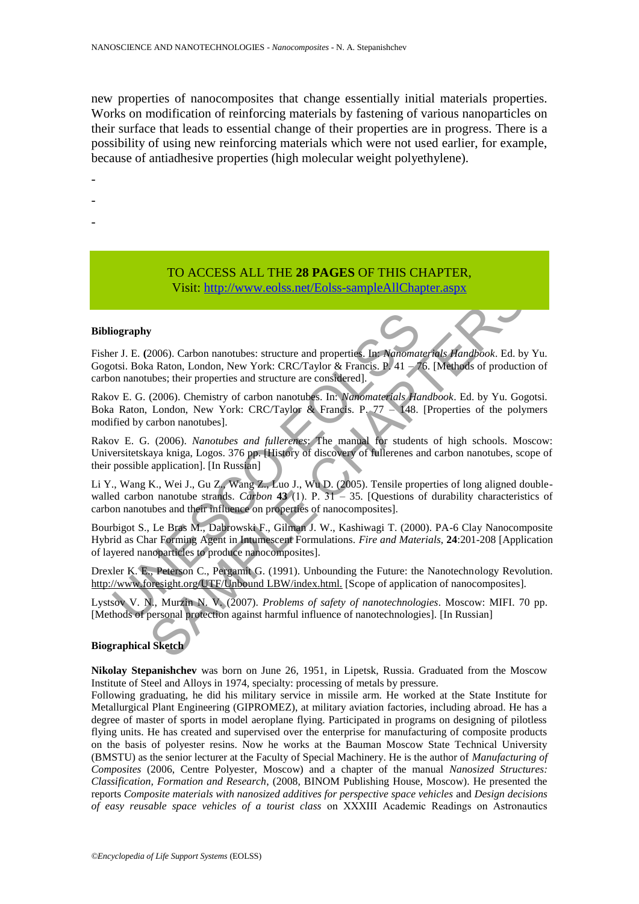new properties of nanocomposites that change essentially initial materials properties. Works on modification of reinforcing materials by fastening of various nanoparticles on their surface that leads to essential change of their properties are in progress. There is a possibility of using new reinforcing materials which were not used earlier, for example, because of antiadhesive properties (high molecular weight polyethylene).

-

-

-

TO ACCESS ALL THE **28 PAGES** OF THIS CHAPTER,
Visit: http://www.eolss.net/Eolss-sampleAllChapter.aspx

#### Bibliography

Fisher J. E. (2006). Carbon nanotubes: structure and properties. In: *Nanomaterials Handbook*. Ed. by Yu. Gogotsi. Boka Raton, London, New York: CRC/Taylor & Francis. P. 41 – 76. [Methods of production of carbon nanotubes; their properties and structure are considered].

Rakov E. G. (2006). Chemistry of carbon nanotubes. In: *Nanomaterials Handbook*. Ed. by Yu. Gogotsi. Boka Raton, London, New York: CRC/Taylor & Francis. P. 77 – 148. [Properties of the polymers modified by carbon nanotubes].

Rakov E. G. (2006). *Nanotubes and fullerenes*: The manual for students of high schools. Moscow: Universitetskaya kniga, Logos. 376 pp. [History of discovery of fullerenes and carbon nanotubes, scope of their possible application]. [In Russian]

Li Y., Wang K., Wei J., Gu Z., Wang Z., Luo J., Wu D. (2005). Tensile properties of long aligned double-walled carbon nanotube strands. *Carbon* **43** (1). P. 31 – 35. [Questions of durability characteristics of carbon nanotubes and their influence on properties of nanocomposites].

Bourbigot S., Le Bras M., Dabrowski F., Gilman J. W., Kashiwagi T. (2000). PA-6 Clay Nanocomposite Hybrid as Char Forming Agent in Intumescent Formulations. *Fire and Materials,* **24**:201-208 [Application of layered nanoparticles to produce nanocomposites].

Drexler K. E., Peterson C., Pergamit G. (1991). Unbounding the Future: the Nanotechnology Revolution. http://www.foresight.org/UTF/Unbound LBW/index.html. [Scope of application of nanocomposites].

Lystsov V. N., Murzin N. V. (2007). *Problems of safety of nanotechnologies*. Moscow: MIFI. 70 pp. [Methods of personal protection against harmful influence of nanotechnologies]. [In Russian]

#### Biographical Sketch

**Nikolay Stepanishchev** was born on June 26, 1951, in Lipetsk, Russia. Graduated from the Moscow Institute of Steel and Alloys in 1974, specialty: processing of metals by pressure.
Following graduating, he did his military service in missile arm. He worked at the State Institute for Metallurgical Plant Engineering (GIPROMEZ), at military aviation factories, including abroad. He has a degree of master of sports in model aeroplane flying. Participated in programs on designing of pilotless flying units. He has created and supervised over the enterprise for manufacturing of composite products on the basis of polyester resins. Now he works at the Bauman Moscow State Technical University (BMSTU) as the senior lecturer at the Faculty of Special Machinery. He is the author of *Manufacturing of Composites* (2006, Centre Polyester, Moscow) and a chapter of the manual *Nanosized Structures: Classification, Formation and Research*, (2008, BINOM Publishing House, Moscow). He presented the reports *Composite materials with nanosized additives for perspective space vehicles* and *Design decisions of easy reusable space vehicles of a tourist class* on XXXIII Academic Readings on Astronautics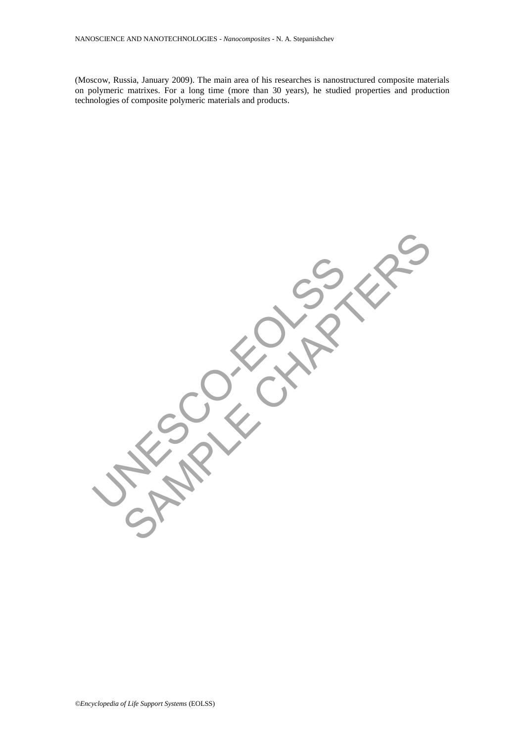(Moscow, Russia, January 2009). The main area of his researches is nanostructured composite materials on polymeric matrixes. For a long time (more than 30 years), he studied properties and production technologies of composite polymeric materials and products.